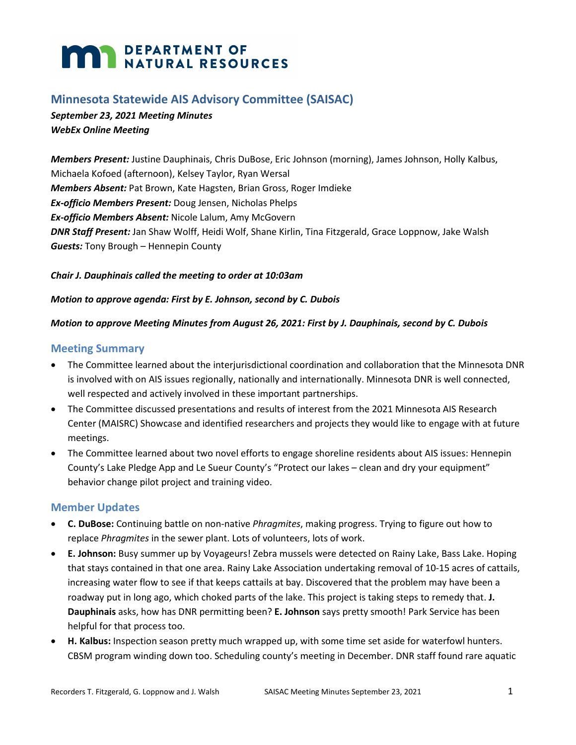# Minnesota Statewide AIS Advisory Committee (SAISAC)

***September 23, 2021 Meeting Minutes***
***WebEx Online Meeting***

***Members Present:*** Justine Dauphinais, Chris DuBose, Eric Johnson (morning), James Johnson, Holly Kalbus, Michaela Kofoed (afternoon), Kelsey Taylor, Ryan Wersal
***Members Absent:*** Pat Brown, Kate Hagsten, Brian Gross, Roger Imdieke
***Ex-officio Members Present:*** Doug Jensen, Nicholas Phelps
***Ex-officio Members Absent:*** Nicole Lalum, Amy McGovern
***DNR Staff Present:*** Jan Shaw Wolff, Heidi Wolf, Shane Kirlin, Tina Fitzgerald, Grace Loppnow, Jake Walsh
***Guests:*** Tony Brough – Hennepin County

***Chair J. Dauphinais called the meeting to order at 10:03am***

***Motion to approve agenda: First by E. Johnson, second by C. Dubois***

***Motion to approve Meeting Minutes from August 26, 2021: First by J. Dauphinais, second by C. Dubois***

## Meeting Summary

- The Committee learned about the interjurisdictional coordination and collaboration that the Minnesota DNR is involved with on AIS issues regionally, nationally and internationally. Minnesota DNR is well connected, well respected and actively involved in these important partnerships.
- The Committee discussed presentations and results of interest from the 2021 Minnesota AIS Research Center (MAISRC) Showcase and identified researchers and projects they would like to engage with at future meetings.
- The Committee learned about two novel efforts to engage shoreline residents about AIS issues: Hennepin County's Lake Pledge App and Le Sueur County's "Protect our lakes – clean and dry your equipment" behavior change pilot project and training video.

## Member Updates

- **C. DuBose:** Continuing battle on non-native *Phragmites*, making progress. Trying to figure out how to replace *Phragmites* in the sewer plant. Lots of volunteers, lots of work.
- **E. Johnson:** Busy summer up by Voyageurs! Zebra mussels were detected on Rainy Lake, Bass Lake. Hoping that stays contained in that one area. Rainy Lake Association undertaking removal of 10-15 acres of cattails, increasing water flow to see if that keeps cattails at bay. Discovered that the problem may have been a roadway put in long ago, which choked parts of the lake. This project is taking steps to remedy that. **J. Dauphinais** asks, how has DNR permitting been? **E. Johnson** says pretty smooth! Park Service has been helpful for that process too.
- **H. Kalbus:** Inspection season pretty much wrapped up, with some time set aside for waterfowl hunters. CBSM program winding down too. Scheduling county's meeting in December. DNR staff found rare aquatic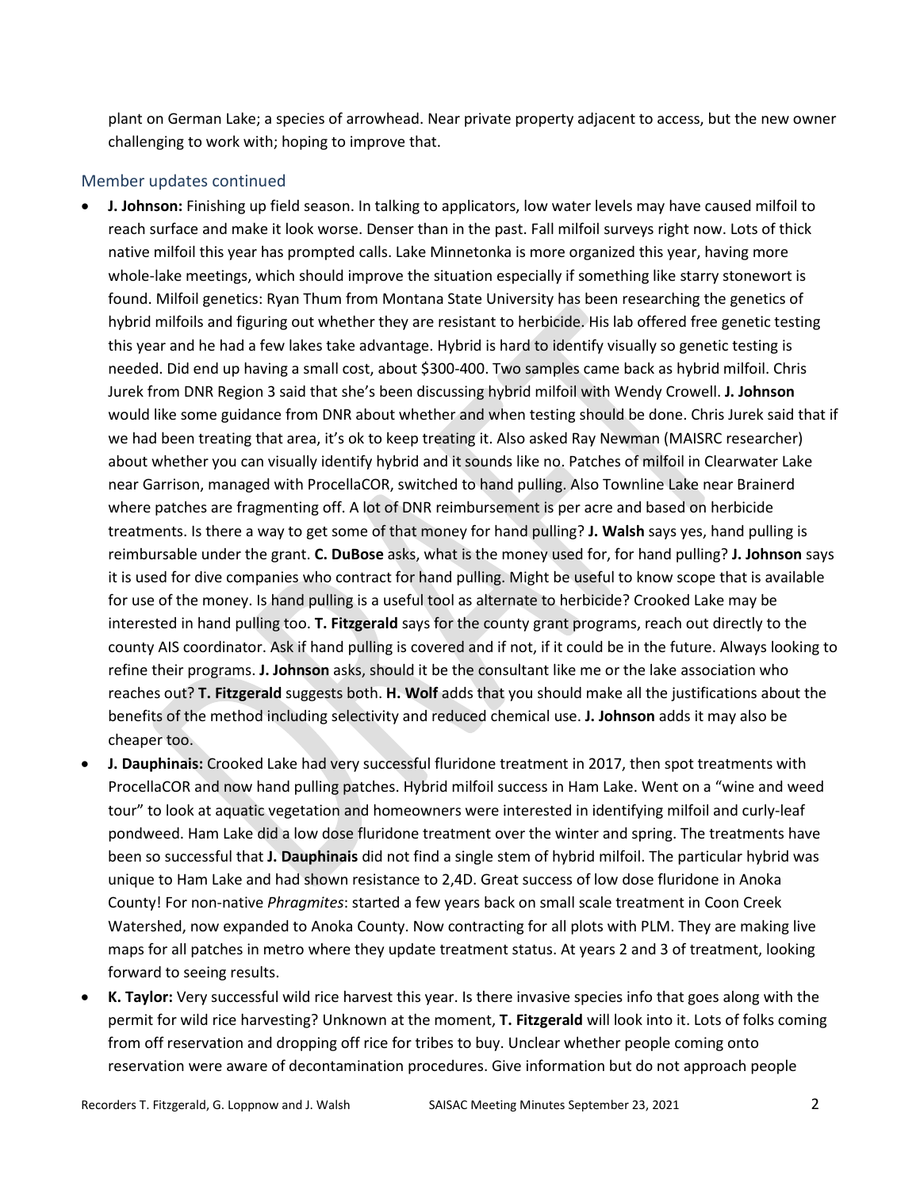plant on German Lake; a species of arrowhead. Near private property adjacent to access, but the new owner challenging to work with; hoping to improve that.

## Member updates continued

- **J. Johnson:** Finishing up field season. In talking to applicators, low water levels may have caused milfoil to reach surface and make it look worse. Denser than in the past. Fall milfoil surveys right now. Lots of thick native milfoil this year has prompted calls. Lake Minnetonka is more organized this year, having more whole-lake meetings, which should improve the situation especially if something like starry stonewort is found. Milfoil genetics: Ryan Thum from Montana State University has been researching the genetics of hybrid milfoils and figuring out whether they are resistant to herbicide. His lab offered free genetic testing this year and he had a few lakes take advantage. Hybrid is hard to identify visually so genetic testing is needed. Did end up having a small cost, about $300-400. Two samples came back as hybrid milfoil. Chris Jurek from DNR Region 3 said that she's been discussing hybrid milfoil with Wendy Crowell. **J. Johnson** would like some guidance from DNR about whether and when testing should be done. Chris Jurek said that if we had been treating that area, it's ok to keep treating it. Also asked Ray Newman (MAISRC researcher) about whether you can visually identify hybrid and it sounds like no. Patches of milfoil in Clearwater Lake near Garrison, managed with ProcellaCOR, switched to hand pulling. Also Townline Lake near Brainerd where patches are fragmenting off. A lot of DNR reimbursement is per acre and based on herbicide treatments. Is there a way to get some of that money for hand pulling? **J. Walsh** says yes, hand pulling is reimbursable under the grant. **C. DuBose** asks, what is the money used for, for hand pulling? **J. Johnson** says it is used for dive companies who contract for hand pulling. Might be useful to know scope that is available for use of the money. Is hand pulling is a useful tool as alternate to herbicide? Crooked Lake may be interested in hand pulling too. **T. Fitzgerald** says for the county grant programs, reach out directly to the county AIS coordinator. Ask if hand pulling is covered and if not, if it could be in the future. Always looking to refine their programs. **J. Johnson** asks, should it be the consultant like me or the lake association who reaches out? **T. Fitzgerald** suggests both. **H. Wolf** adds that you should make all the justifications about the benefits of the method including selectivity and reduced chemical use. **J. Johnson** adds it may also be cheaper too.
- **J. Dauphinais:** Crooked Lake had very successful fluridone treatment in 2017, then spot treatments with ProcellaCOR and now hand pulling patches. Hybrid milfoil success in Ham Lake. Went on a "wine and weed tour" to look at aquatic vegetation and homeowners were interested in identifying milfoil and curly-leaf pondweed. Ham Lake did a low dose fluridone treatment over the winter and spring. The treatments have been so successful that **J. Dauphinais** did not find a single stem of hybrid milfoil. The particular hybrid was unique to Ham Lake and had shown resistance to 2,4D. Great success of low dose fluridone in Anoka County! For non-native *Phragmites*: started a few years back on small scale treatment in Coon Creek Watershed, now expanded to Anoka County. Now contracting for all plots with PLM. They are making live maps for all patches in metro where they update treatment status. At years 2 and 3 of treatment, looking forward to seeing results.
- **K. Taylor:** Very successful wild rice harvest this year. Is there invasive species info that goes along with the permit for wild rice harvesting? Unknown at the moment, **T. Fitzgerald** will look into it. Lots of folks coming from off reservation and dropping off rice for tribes to buy. Unclear whether people coming onto reservation were aware of decontamination procedures. Give information but do not approach people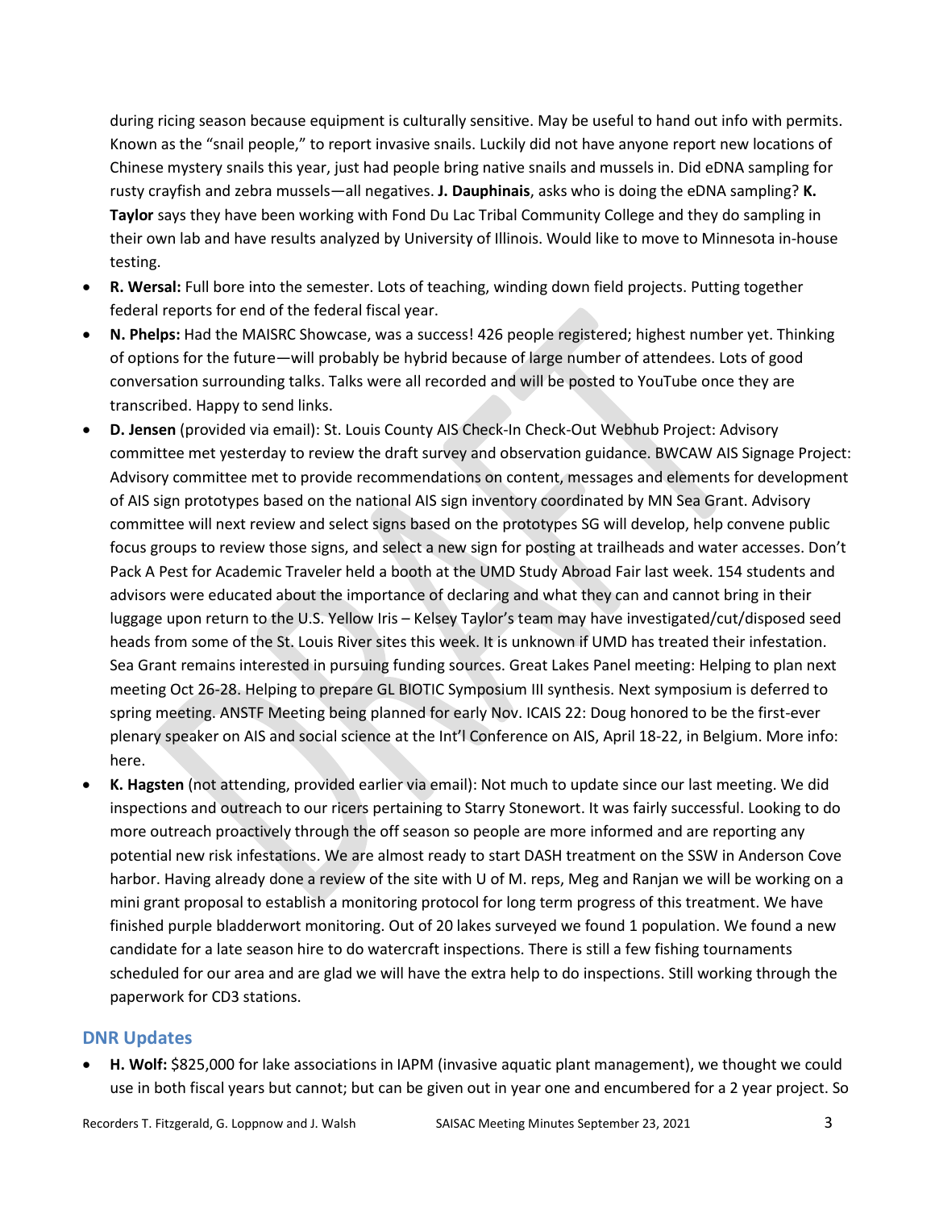during ricing season because equipment is culturally sensitive. May be useful to hand out info with permits. Known as the "snail people," to report invasive snails. Luckily did not have anyone report new locations of Chinese mystery snails this year, just had people bring native snails and mussels in. Did eDNA sampling for rusty crayfish and zebra mussels—all negatives. **J. Dauphinais**, asks who is doing the eDNA sampling? **K. Taylor** says they have been working with Fond Du Lac Tribal Community College and they do sampling in their own lab and have results analyzed by University of Illinois. Would like to move to Minnesota in-house testing.

- **R. Wersal:** Full bore into the semester. Lots of teaching, winding down field projects. Putting together federal reports for end of the federal fiscal year.
- **N. Phelps:** Had the MAISRC Showcase, was a success! 426 people registered; highest number yet. Thinking of options for the future—will probably be hybrid because of large number of attendees. Lots of good conversation surrounding talks. Talks were all recorded and will be posted to YouTube once they are transcribed. Happy to send links.
- **D. Jensen** (provided via email): St. Louis County AIS Check-In Check-Out Webhub Project: Advisory committee met yesterday to review the draft survey and observation guidance. BWCAW AIS Signage Project: Advisory committee met to provide recommendations on content, messages and elements for development of AIS sign prototypes based on the national AIS sign inventory coordinated by MN Sea Grant. Advisory committee will next review and select signs based on the prototypes SG will develop, help convene public focus groups to review those signs, and select a new sign for posting at trailheads and water accesses. Don't Pack A Pest for Academic Traveler held a booth at the UMD Study Abroad Fair last week. 154 students and advisors were educated about the importance of declaring and what they can and cannot bring in their luggage upon return to the U.S. Yellow Iris – Kelsey Taylor's team may have investigated/cut/disposed seed heads from some of the St. Louis River sites this week. It is unknown if UMD has treated their infestation. Sea Grant remains interested in pursuing funding sources. Great Lakes Panel meeting: Helping to plan next meeting Oct 26-28. Helping to prepare GL BIOTIC Symposium III synthesis. Next symposium is deferred to spring meeting. ANSTF Meeting being planned for early Nov. ICAIS 22: Doug honored to be the first-ever plenary speaker on AIS and social science at the Int'l Conference on AIS, April 18-22, in Belgium. More info: here.
- **K. Hagsten** (not attending, provided earlier via email): Not much to update since our last meeting. We did inspections and outreach to our ricers pertaining to Starry Stonewort. It was fairly successful. Looking to do more outreach proactively through the off season so people are more informed and are reporting any potential new risk infestations. We are almost ready to start DASH treatment on the SSW in Anderson Cove harbor. Having already done a review of the site with U of M. reps, Meg and Ranjan we will be working on a mini grant proposal to establish a monitoring protocol for long term progress of this treatment. We have finished purple bladderwort monitoring. Out of 20 lakes surveyed we found 1 population. We found a new candidate for a late season hire to do watercraft inspections. There is still a few fishing tournaments scheduled for our area and are glad we will have the extra help to do inspections. Still working through the paperwork for CD3 stations.

## DNR Updates

- **H. Wolf:** $825,000 for lake associations in IAPM (invasive aquatic plant management), we thought we could use in both fiscal years but cannot; but can be given out in year one and encumbered for a 2 year project. So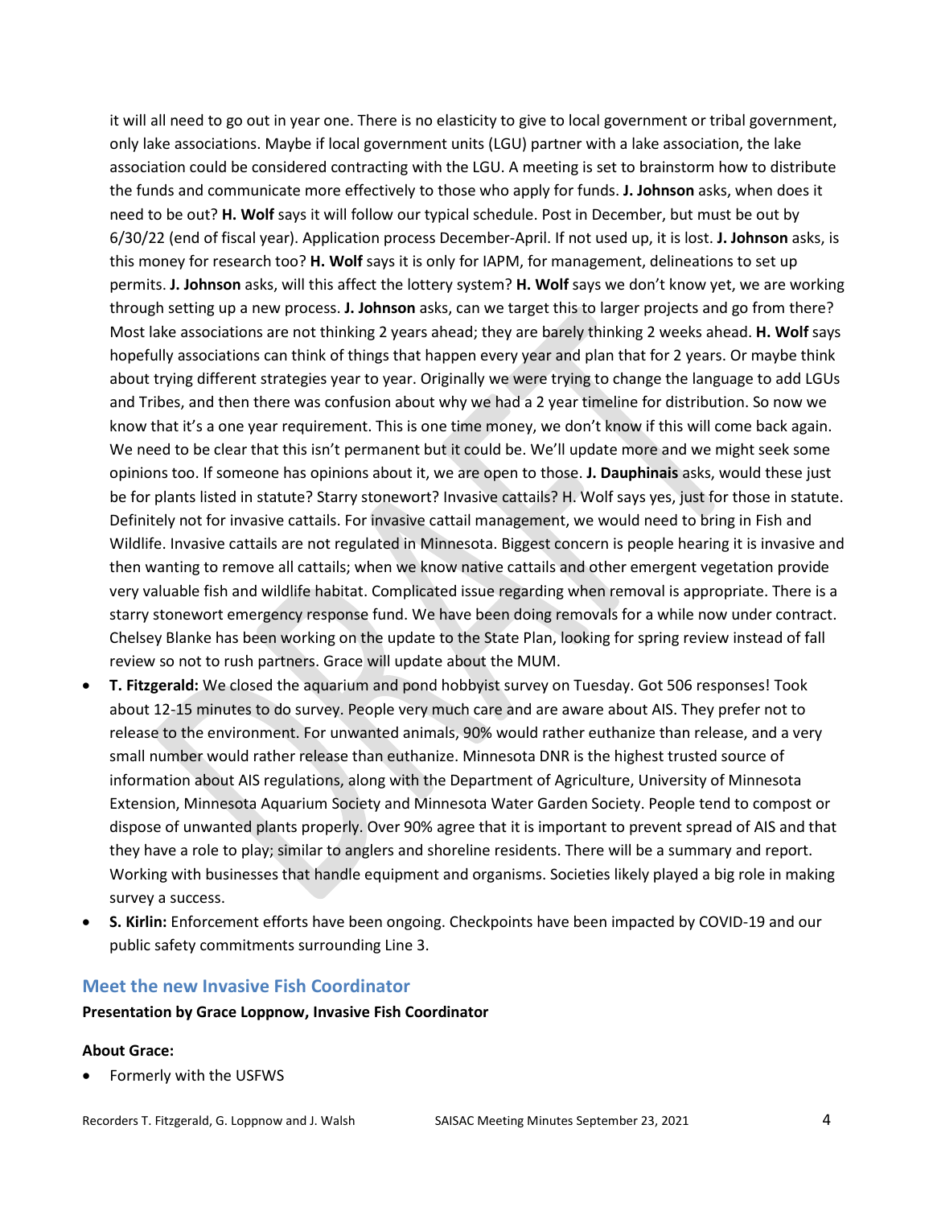it will all need to go out in year one. There is no elasticity to give to local government or tribal government, only lake associations. Maybe if local government units (LGU) partner with a lake association, the lake association could be considered contracting with the LGU. A meeting is set to brainstorm how to distribute the funds and communicate more effectively to those who apply for funds. **J. Johnson** asks, when does it need to be out? **H. Wolf** says it will follow our typical schedule. Post in December, but must be out by 6/30/22 (end of fiscal year). Application process December-April. If not used up, it is lost. **J. Johnson** asks, is this money for research too? **H. Wolf** says it is only for IAPM, for management, delineations to set up permits. **J. Johnson** asks, will this affect the lottery system? **H. Wolf** says we don't know yet, we are working through setting up a new process. **J. Johnson** asks, can we target this to larger projects and go from there? Most lake associations are not thinking 2 years ahead; they are barely thinking 2 weeks ahead. **H. Wolf** says hopefully associations can think of things that happen every year and plan that for 2 years. Or maybe think about trying different strategies year to year. Originally we were trying to change the language to add LGUs and Tribes, and then there was confusion about why we had a 2 year timeline for distribution. So now we know that it's a one year requirement. This is one time money, we don't know if this will come back again. We need to be clear that this isn't permanent but it could be. We'll update more and we might seek some opinions too. If someone has opinions about it, we are open to those. **J. Dauphinais** asks, would these just be for plants listed in statute? Starry stonewort? Invasive cattails? H. Wolf says yes, just for those in statute. Definitely not for invasive cattails. For invasive cattail management, we would need to bring in Fish and Wildlife. Invasive cattails are not regulated in Minnesota. Biggest concern is people hearing it is invasive and then wanting to remove all cattails; when we know native cattails and other emergent vegetation provide very valuable fish and wildlife habitat. Complicated issue regarding when removal is appropriate. There is a starry stonewort emergency response fund. We have been doing removals for a while now under contract. Chelsey Blanke has been working on the update to the State Plan, looking for spring review instead of fall review so not to rush partners. Grace will update about the MUM.

- **T. Fitzgerald:** We closed the aquarium and pond hobbyist survey on Tuesday. Got 506 responses! Took about 12-15 minutes to do survey. People very much care and are aware about AIS. They prefer not to release to the environment. For unwanted animals, 90% would rather euthanize than release, and a very small number would rather release than euthanize. Minnesota DNR is the highest trusted source of information about AIS regulations, along with the Department of Agriculture, University of Minnesota Extension, Minnesota Aquarium Society and Minnesota Water Garden Society. People tend to compost or dispose of unwanted plants properly. Over 90% agree that it is important to prevent spread of AIS and that they have a role to play; similar to anglers and shoreline residents. There will be a summary and report. Working with businesses that handle equipment and organisms. Societies likely played a big role in making survey a success.
- **S. Kirlin:** Enforcement efforts have been ongoing. Checkpoints have been impacted by COVID-19 and our public safety commitments surrounding Line 3.

## Meet the new Invasive Fish Coordinator

**Presentation by Grace Loppnow, Invasive Fish Coordinator**

**About Grace:**

- Formerly with the USFWS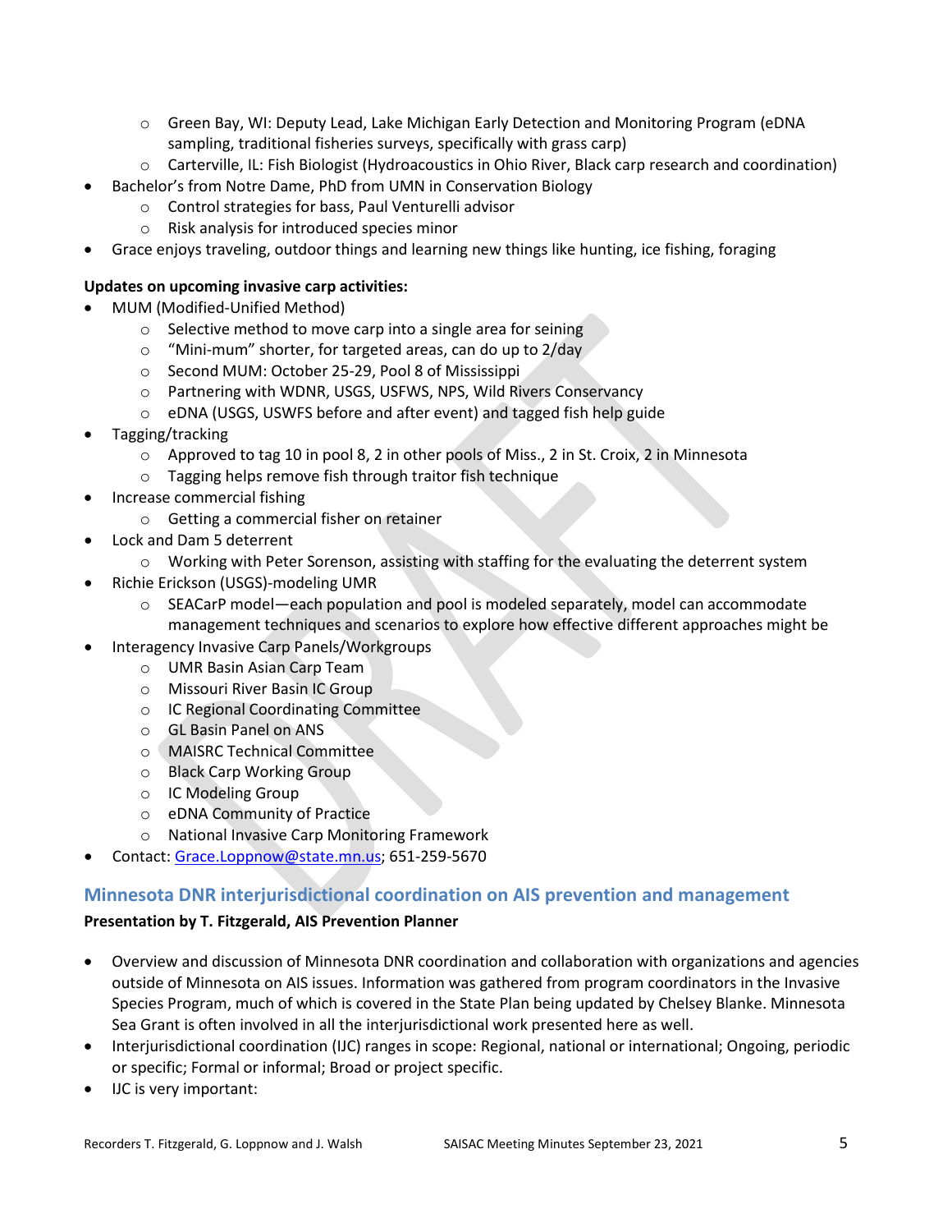- Green Bay, WI: Deputy Lead, Lake Michigan Early Detection and Monitoring Program (eDNA sampling, traditional fisheries surveys, specifically with grass carp)
  - Carterville, IL: Fish Biologist (Hydroacoustics in Ohio River, Black carp research and coordination)
- Bachelor's from Notre Dame, PhD from UMN in Conservation Biology
  - Control strategies for bass, Paul Venturelli advisor
  - Risk analysis for introduced species minor
- Grace enjoys traveling, outdoor things and learning new things like hunting, ice fishing, foraging

**Updates on upcoming invasive carp activities:**

- MUM (Modified-Unified Method)
  - Selective method to move carp into a single area for seining
  - "Mini-mum" shorter, for targeted areas, can do up to 2/day
  - Second MUM: October 25-29, Pool 8 of Mississippi
  - Partnering with WDNR, USGS, USFWS, NPS, Wild Rivers Conservancy
  - eDNA (USGS, USWFS before and after event) and tagged fish help guide
- Tagging/tracking
  - Approved to tag 10 in pool 8, 2 in other pools of Miss., 2 in St. Croix, 2 in Minnesota
  - Tagging helps remove fish through traitor fish technique
- Increase commercial fishing
  - Getting a commercial fisher on retainer
- Lock and Dam 5 deterrent
  - Working with Peter Sorenson, assisting with staffing for the evaluating the deterrent system
- Richie Erickson (USGS)-modeling UMR
  - SEACarP model—each population and pool is modeled separately, model can accommodate management techniques and scenarios to explore how effective different approaches might be
- Interagency Invasive Carp Panels/Workgroups
  - UMR Basin Asian Carp Team
  - Missouri River Basin IC Group
  - IC Regional Coordinating Committee
  - GL Basin Panel on ANS
  - MAISRC Technical Committee
  - Black Carp Working Group
  - IC Modeling Group
  - eDNA Community of Practice
  - National Invasive Carp Monitoring Framework
- Contact: Grace.Loppnow@state.mn.us; 651-259-5670

## Minnesota DNR interjurisdictional coordination on AIS prevention and management

**Presentation by T. Fitzgerald, AIS Prevention Planner**

- Overview and discussion of Minnesota DNR coordination and collaboration with organizations and agencies outside of Minnesota on AIS issues. Information was gathered from program coordinators in the Invasive Species Program, much of which is covered in the State Plan being updated by Chelsey Blanke. Minnesota Sea Grant is often involved in all the interjurisdictional work presented here as well.
- Interjurisdictional coordination (IJC) ranges in scope: Regional, national or international; Ongoing, periodic or specific; Formal or informal; Broad or project specific.
- IJC is very important: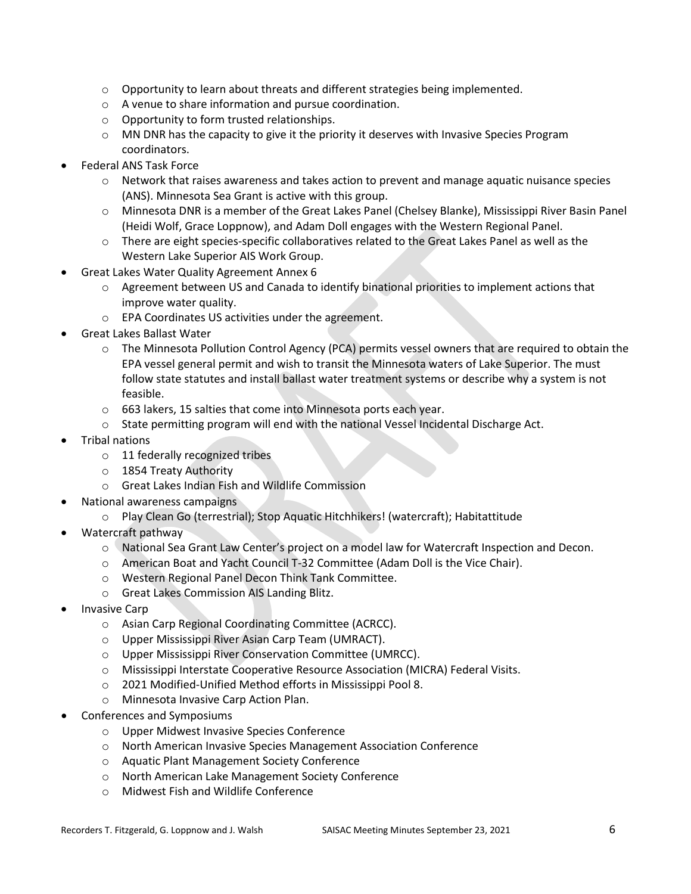- Opportunity to learn about threats and different strategies being implemented.
  - A venue to share information and pursue coordination.
  - Opportunity to form trusted relationships.
  - MN DNR has the capacity to give it the priority it deserves with Invasive Species Program coordinators.
- Federal ANS Task Force
  - Network that raises awareness and takes action to prevent and manage aquatic nuisance species (ANS). Minnesota Sea Grant is active with this group.
  - Minnesota DNR is a member of the Great Lakes Panel (Chelsey Blanke), Mississippi River Basin Panel (Heidi Wolf, Grace Loppnow), and Adam Doll engages with the Western Regional Panel.
  - There are eight species-specific collaboratives related to the Great Lakes Panel as well as the Western Lake Superior AIS Work Group.
- Great Lakes Water Quality Agreement Annex 6
  - Agreement between US and Canada to identify binational priorities to implement actions that improve water quality.
  - EPA Coordinates US activities under the agreement.
- Great Lakes Ballast Water
  - The Minnesota Pollution Control Agency (PCA) permits vessel owners that are required to obtain the EPA vessel general permit and wish to transit the Minnesota waters of Lake Superior. The must follow state statutes and install ballast water treatment systems or describe why a system is not feasible.
  - 663 lakers, 15 salties that come into Minnesota ports each year.
  - State permitting program will end with the national Vessel Incidental Discharge Act.
- Tribal nations
  - 11 federally recognized tribes
  - 1854 Treaty Authority
  - Great Lakes Indian Fish and Wildlife Commission
- National awareness campaigns
  - Play Clean Go (terrestrial); Stop Aquatic Hitchhikers! (watercraft); Habitattitude
- Watercraft pathway
  - National Sea Grant Law Center's project on a model law for Watercraft Inspection and Decon.
  - American Boat and Yacht Council T-32 Committee (Adam Doll is the Vice Chair).
  - Western Regional Panel Decon Think Tank Committee.
  - Great Lakes Commission AIS Landing Blitz.
- Invasive Carp
  - Asian Carp Regional Coordinating Committee (ACRCC).
  - Upper Mississippi River Asian Carp Team (UMRACT).
  - Upper Mississippi River Conservation Committee (UMRCC).
  - Mississippi Interstate Cooperative Resource Association (MICRA) Federal Visits.
  - 2021 Modified-Unified Method efforts in Mississippi Pool 8.
  - Minnesota Invasive Carp Action Plan.
- Conferences and Symposiums
  - Upper Midwest Invasive Species Conference
  - North American Invasive Species Management Association Conference
  - Aquatic Plant Management Society Conference
  - North American Lake Management Society Conference
  - Midwest Fish and Wildlife Conference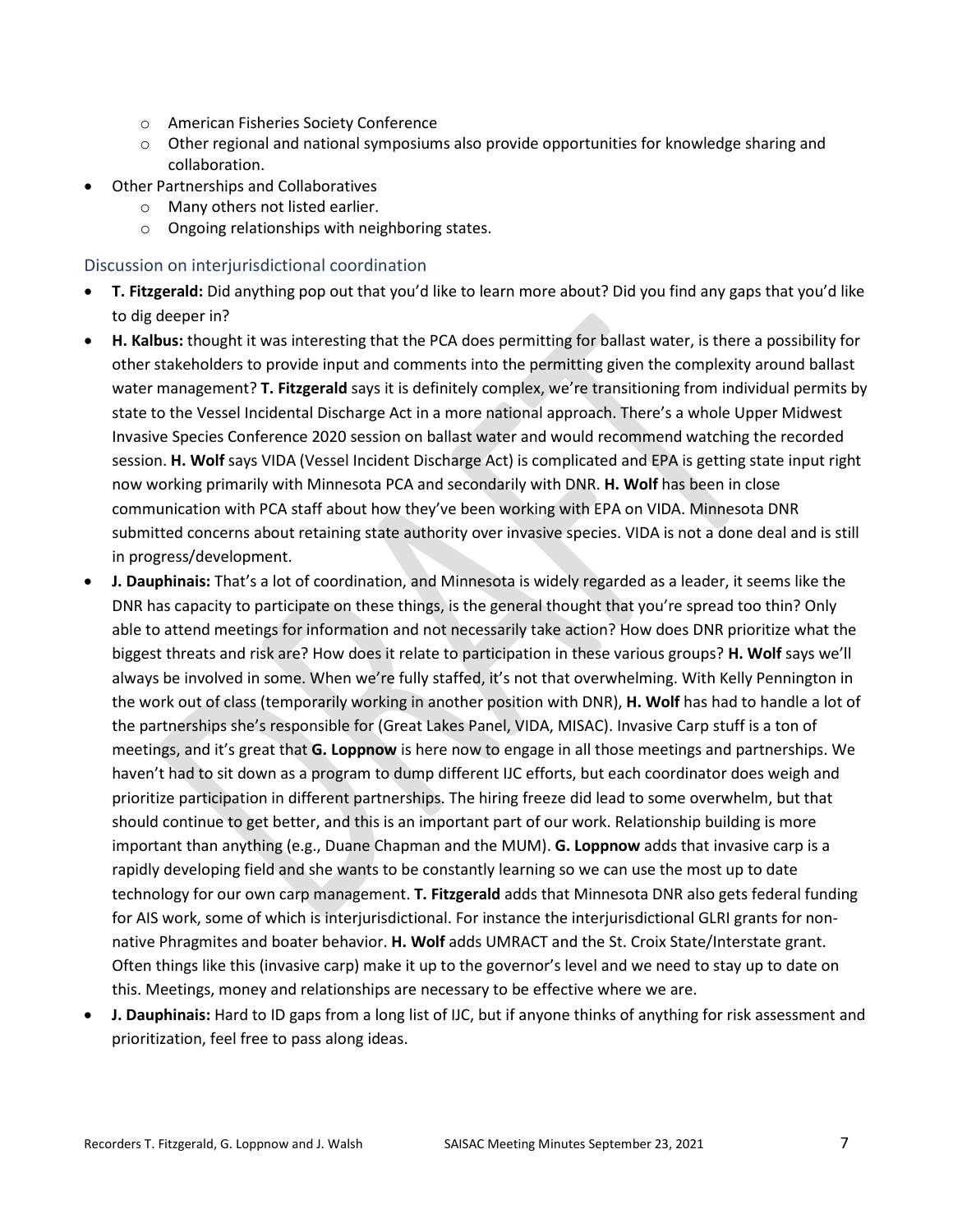- American Fisheries Society Conference
    - Other regional and national symposiums also provide opportunities for knowledge sharing and collaboration.
- Other Partnerships and Collaboratives
    - Many others not listed earlier.
    - Ongoing relationships with neighboring states.

## Discussion on interjurisdictional coordination

- **T. Fitzgerald:** Did anything pop out that you'd like to learn more about? Did you find any gaps that you'd like to dig deeper in?
- **H. Kalbus:** thought it was interesting that the PCA does permitting for ballast water, is there a possibility for other stakeholders to provide input and comments into the permitting given the complexity around ballast water management? **T. Fitzgerald** says it is definitely complex, we're transitioning from individual permits by state to the Vessel Incidental Discharge Act in a more national approach. There's a whole Upper Midwest Invasive Species Conference 2020 session on ballast water and would recommend watching the recorded session. **H. Wolf** says VIDA (Vessel Incident Discharge Act) is complicated and EPA is getting state input right now working primarily with Minnesota PCA and secondarily with DNR. **H. Wolf** has been in close communication with PCA staff about how they've been working with EPA on VIDA. Minnesota DNR submitted concerns about retaining state authority over invasive species. VIDA is not a done deal and is still in progress/development.
- **J. Dauphinais:** That's a lot of coordination, and Minnesota is widely regarded as a leader, it seems like the DNR has capacity to participate on these things, is the general thought that you're spread too thin? Only able to attend meetings for information and not necessarily take action? How does DNR prioritize what the biggest threats and risk are? How does it relate to participation in these various groups? **H. Wolf** says we'll always be involved in some. When we're fully staffed, it's not that overwhelming. With Kelly Pennington in the work out of class (temporarily working in another position with DNR), **H. Wolf** has had to handle a lot of the partnerships she's responsible for (Great Lakes Panel, VIDA, MISAC). Invasive Carp stuff is a ton of meetings, and it's great that **G. Loppnow** is here now to engage in all those meetings and partnerships. We haven't had to sit down as a program to dump different IJC efforts, but each coordinator does weigh and prioritize participation in different partnerships. The hiring freeze did lead to some overwhelm, but that should continue to get better, and this is an important part of our work. Relationship building is more important than anything (e.g., Duane Chapman and the MUM). **G. Loppnow** adds that invasive carp is a rapidly developing field and she wants to be constantly learning so we can use the most up to date technology for our own carp management. **T. Fitzgerald** adds that Minnesota DNR also gets federal funding for AIS work, some of which is interjurisdictional. For instance the interjurisdictional GLRI grants for non-native Phragmites and boater behavior. **H. Wolf** adds UMRACT and the St. Croix State/Interstate grant. Often things like this (invasive carp) make it up to the governor's level and we need to stay up to date on this. Meetings, money and relationships are necessary to be effective where we are.
- **J. Dauphinais:** Hard to ID gaps from a long list of IJC, but if anyone thinks of anything for risk assessment and prioritization, feel free to pass along ideas.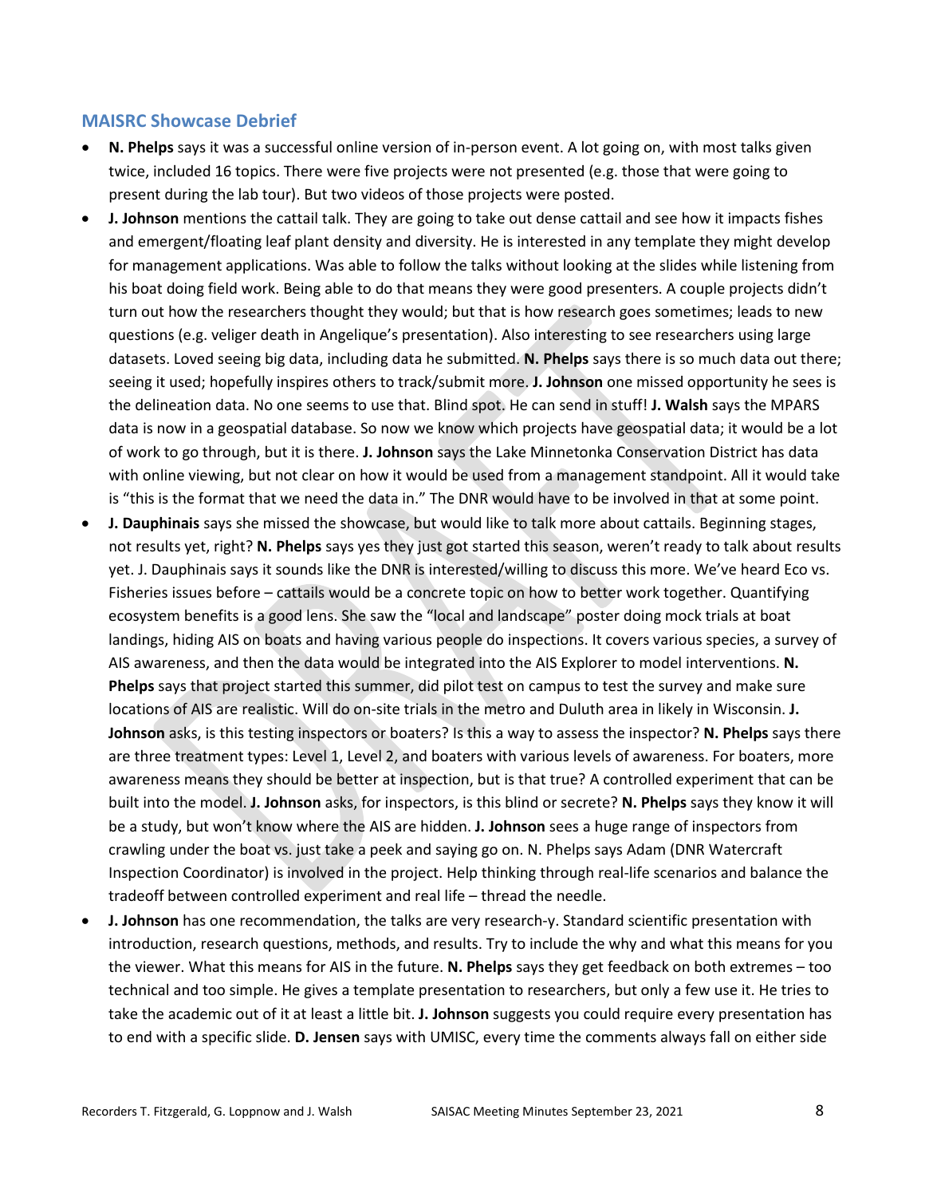## MAISRC Showcase Debrief

- **N. Phelps** says it was a successful online version of in-person event. A lot going on, with most talks given twice, included 16 topics. There were five projects were not presented (e.g. those that were going to present during the lab tour). But two videos of those projects were posted.
- **J. Johnson** mentions the cattail talk. They are going to take out dense cattail and see how it impacts fishes and emergent/floating leaf plant density and diversity. He is interested in any template they might develop for management applications. Was able to follow the talks without looking at the slides while listening from his boat doing field work. Being able to do that means they were good presenters. A couple projects didn't turn out how the researchers thought they would; but that is how research goes sometimes; leads to new questions (e.g. veliger death in Angelique's presentation). Also interesting to see researchers using large datasets. Loved seeing big data, including data he submitted. **N. Phelps** says there is so much data out there; seeing it used; hopefully inspires others to track/submit more. **J. Johnson** one missed opportunity he sees is the delineation data. No one seems to use that. Blind spot. He can send in stuff! **J. Walsh** says the MPARS data is now in a geospatial database. So now we know which projects have geospatial data; it would be a lot of work to go through, but it is there. **J. Johnson** says the Lake Minnetonka Conservation District has data with online viewing, but not clear on how it would be used from a management standpoint. All it would take is "this is the format that we need the data in." The DNR would have to be involved in that at some point.
- **J. Dauphinais** says she missed the showcase, but would like to talk more about cattails. Beginning stages, not results yet, right? **N. Phelps** says yes they just got started this season, weren't ready to talk about results yet. J. Dauphinais says it sounds like the DNR is interested/willing to discuss this more. We've heard Eco vs. Fisheries issues before – cattails would be a concrete topic on how to better work together. Quantifying ecosystem benefits is a good lens. She saw the "local and landscape" poster doing mock trials at boat landings, hiding AIS on boats and having various people do inspections. It covers various species, a survey of AIS awareness, and then the data would be integrated into the AIS Explorer to model interventions. **N. Phelps** says that project started this summer, did pilot test on campus to test the survey and make sure locations of AIS are realistic. Will do on-site trials in the metro and Duluth area in likely in Wisconsin. **J. Johnson** asks, is this testing inspectors or boaters? Is this a way to assess the inspector? **N. Phelps** says there are three treatment types: Level 1, Level 2, and boaters with various levels of awareness. For boaters, more awareness means they should be better at inspection, but is that true? A controlled experiment that can be built into the model. **J. Johnson** asks, for inspectors, is this blind or secrete? **N. Phelps** says they know it will be a study, but won't know where the AIS are hidden. **J. Johnson** sees a huge range of inspectors from crawling under the boat vs. just take a peek and saying go on. N. Phelps says Adam (DNR Watercraft Inspection Coordinator) is involved in the project. Help thinking through real-life scenarios and balance the tradeoff between controlled experiment and real life – thread the needle.
- **J. Johnson** has one recommendation, the talks are very research-y. Standard scientific presentation with introduction, research questions, methods, and results. Try to include the why and what this means for you the viewer. What this means for AIS in the future. **N. Phelps** says they get feedback on both extremes – too technical and too simple. He gives a template presentation to researchers, but only a few use it. He tries to take the academic out of it at least a little bit. **J. Johnson** suggests you could require every presentation has to end with a specific slide. **D. Jensen** says with UMISC, every time the comments always fall on either side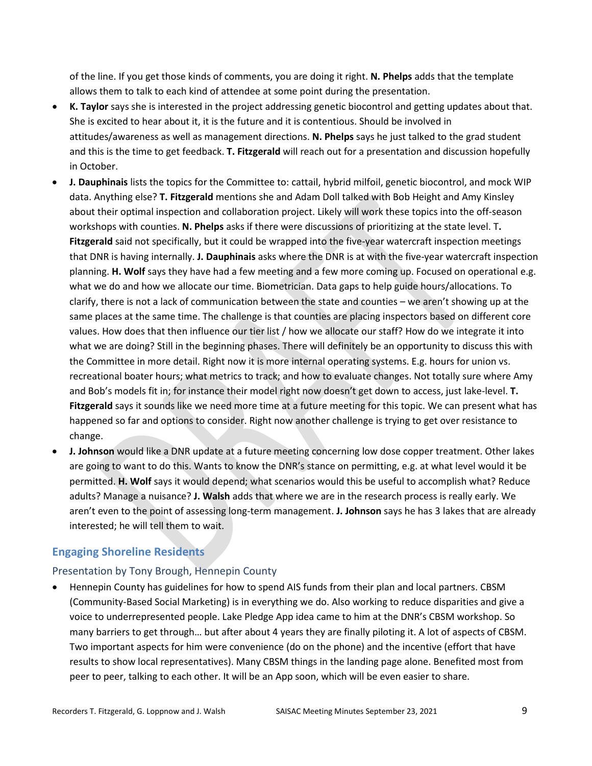of the line. If you get those kinds of comments, you are doing it right. **N. Phelps** adds that the template allows them to talk to each kind of attendee at some point during the presentation.

- **K. Taylor** says she is interested in the project addressing genetic biocontrol and getting updates about that. She is excited to hear about it, it is the future and it is contentious. Should be involved in attitudes/awareness as well as management directions. **N. Phelps** says he just talked to the grad student and this is the time to get feedback. **T. Fitzgerald** will reach out for a presentation and discussion hopefully in October.
- **J. Dauphinais** lists the topics for the Committee to: cattail, hybrid milfoil, genetic biocontrol, and mock WIP data. Anything else? **T. Fitzgerald** mentions she and Adam Doll talked with Bob Height and Amy Kinsley about their optimal inspection and collaboration project. Likely will work these topics into the off-season workshops with counties. **N. Phelps** asks if there were discussions of prioritizing at the state level. T**. Fitzgerald** said not specifically, but it could be wrapped into the five-year watercraft inspection meetings that DNR is having internally. **J. Dauphinais** asks where the DNR is at with the five-year watercraft inspection planning. **H. Wolf** says they have had a few meeting and a few more coming up. Focused on operational e.g. what we do and how we allocate our time. Biometrician. Data gaps to help guide hours/allocations. To clarify, there is not a lack of communication between the state and counties – we aren't showing up at the same places at the same time. The challenge is that counties are placing inspectors based on different core values. How does that then influence our tier list / how we allocate our staff? How do we integrate it into what we are doing? Still in the beginning phases. There will definitely be an opportunity to discuss this with the Committee in more detail. Right now it is more internal operating systems. E.g. hours for union vs. recreational boater hours; what metrics to track; and how to evaluate changes. Not totally sure where Amy and Bob's models fit in; for instance their model right now doesn't get down to access, just lake-level. **T. Fitzgerald** says it sounds like we need more time at a future meeting for this topic. We can present what has happened so far and options to consider. Right now another challenge is trying to get over resistance to change.
- **J. Johnson** would like a DNR update at a future meeting concerning low dose copper treatment. Other lakes are going to want to do this. Wants to know the DNR's stance on permitting, e.g. at what level would it be permitted. **H. Wolf** says it would depend; what scenarios would this be useful to accomplish what? Reduce adults? Manage a nuisance? **J. Walsh** adds that where we are in the research process is really early. We aren't even to the point of assessing long-term management. **J. Johnson** says he has 3 lakes that are already interested; he will tell them to wait.

## Engaging Shoreline Residents

### Presentation by Tony Brough, Hennepin County

- Hennepin County has guidelines for how to spend AIS funds from their plan and local partners. CBSM (Community-Based Social Marketing) is in everything we do. Also working to reduce disparities and give a voice to underrepresented people. Lake Pledge App idea came to him at the DNR's CBSM workshop. So many barriers to get through… but after about 4 years they are finally piloting it. A lot of aspects of CBSM. Two important aspects for him were convenience (do on the phone) and the incentive (effort that have results to show local representatives). Many CBSM things in the landing page alone. Benefited most from peer to peer, talking to each other. It will be an App soon, which will be even easier to share.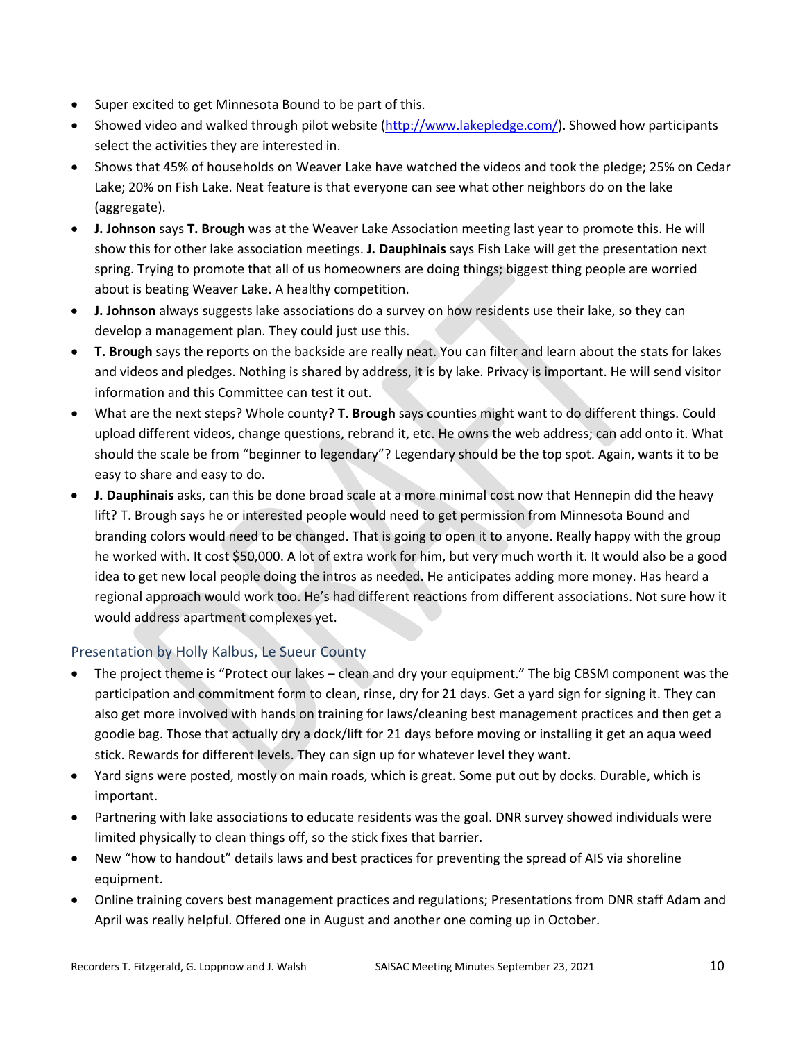- Super excited to get Minnesota Bound to be part of this.
- Showed video and walked through pilot website ([http://www.lakepledge.com/](http://www.lakepledge.com/)). Showed how participants select the activities they are interested in.
- Shows that 45% of households on Weaver Lake have watched the videos and took the pledge; 25% on Cedar Lake; 20% on Fish Lake. Neat feature is that everyone can see what other neighbors do on the lake (aggregate).
- **J. Johnson** says **T. Brough** was at the Weaver Lake Association meeting last year to promote this. He will show this for other lake association meetings. **J. Dauphinais** says Fish Lake will get the presentation next spring. Trying to promote that all of us homeowners are doing things; biggest thing people are worried about is beating Weaver Lake. A healthy competition.
- **J. Johnson** always suggests lake associations do a survey on how residents use their lake, so they can develop a management plan. They could just use this.
- **T. Brough** says the reports on the backside are really neat. You can filter and learn about the stats for lakes and videos and pledges. Nothing is shared by address, it is by lake. Privacy is important. He will send visitor information and this Committee can test it out.
- What are the next steps? Whole county? **T. Brough** says counties might want to do different things. Could upload different videos, change questions, rebrand it, etc. He owns the web address; can add onto it. What should the scale be from "beginner to legendary"? Legendary should be the top spot. Again, wants it to be easy to share and easy to do.
- **J. Dauphinais** asks, can this be done broad scale at a more minimal cost now that Hennepin did the heavy lift? T. Brough says he or interested people would need to get permission from Minnesota Bound and branding colors would need to be changed. That is going to open it to anyone. Really happy with the group he worked with. It cost $50,000. A lot of extra work for him, but very much worth it. It would also be a good idea to get new local people doing the intros as needed. He anticipates adding more money. Has heard a regional approach would work too. He's had different reactions from different associations. Not sure how it would address apartment complexes yet.

### Presentation by Holly Kalbus, Le Sueur County

- The project theme is "Protect our lakes – clean and dry your equipment." The big CBSM component was the participation and commitment form to clean, rinse, dry for 21 days. Get a yard sign for signing it. They can also get more involved with hands on training for laws/cleaning best management practices and then get a goodie bag. Those that actually dry a dock/lift for 21 days before moving or installing it get an aqua weed stick. Rewards for different levels. They can sign up for whatever level they want.
- Yard signs were posted, mostly on main roads, which is great. Some put out by docks. Durable, which is important.
- Partnering with lake associations to educate residents was the goal. DNR survey showed individuals were limited physically to clean things off, so the stick fixes that barrier.
- New "how to handout" details laws and best practices for preventing the spread of AIS via shoreline equipment.
- Online training covers best management practices and regulations; Presentations from DNR staff Adam and April was really helpful. Offered one in August and another one coming up in October.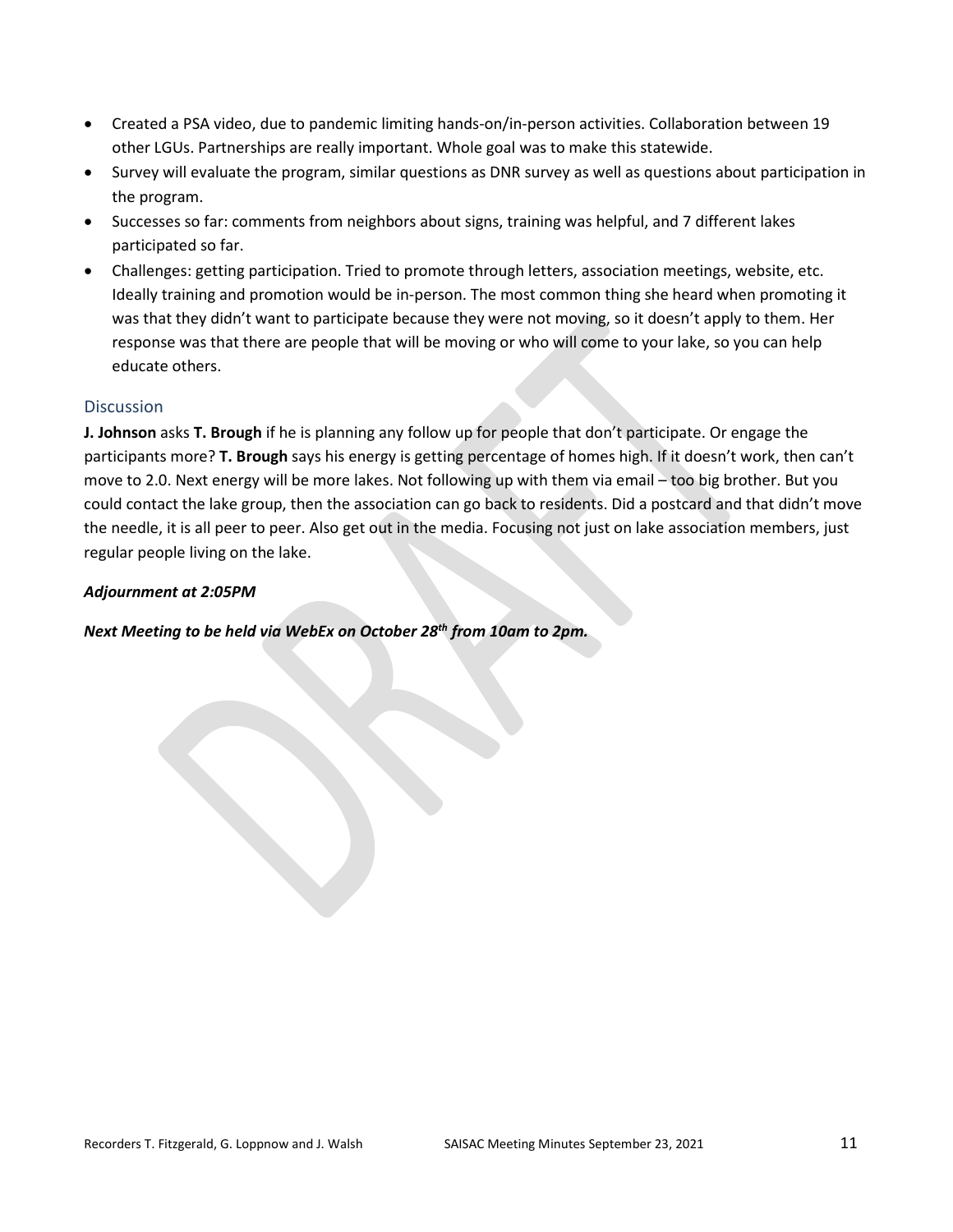- Created a PSA video, due to pandemic limiting hands-on/in-person activities. Collaboration between 19 other LGUs. Partnerships are really important. Whole goal was to make this statewide.
- Survey will evaluate the program, similar questions as DNR survey as well as questions about participation in the program.
- Successes so far: comments from neighbors about signs, training was helpful, and 7 different lakes participated so far.
- Challenges: getting participation. Tried to promote through letters, association meetings, website, etc. Ideally training and promotion would be in-person. The most common thing she heard when promoting it was that they didn't want to participate because they were not moving, so it doesn't apply to them. Her response was that there are people that will be moving or who will come to your lake, so you can help educate others.

### Discussion

**J. Johnson** asks **T. Brough** if he is planning any follow up for people that don't participate. Or engage the participants more? **T. Brough** says his energy is getting percentage of homes high. If it doesn't work, then can't move to 2.0. Next energy will be more lakes. Not following up with them via email – too big brother. But you could contact the lake group, then the association can go back to residents. Did a postcard and that didn't move the needle, it is all peer to peer. Also get out in the media. Focusing not just on lake association members, just regular people living on the lake.

***Adjournment at 2:05PM***

***Next Meeting to be held via WebEx on October 28th from 10am to 2pm.***